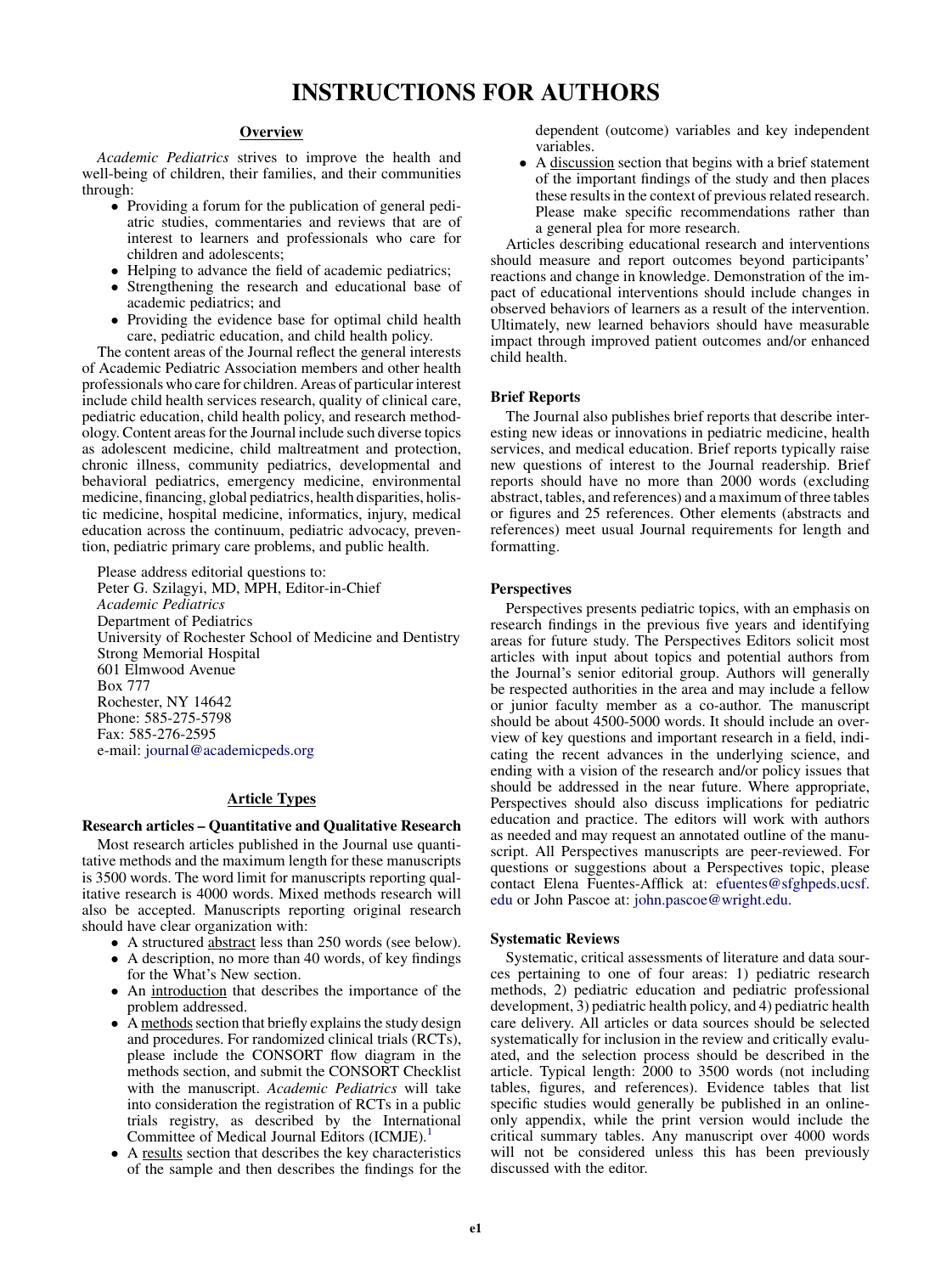# INSTRUCTIONS FOR AUTHORS

## Overview

*Academic Pediatrics* strives to improve the health and well-being of children, their families, and their communities through:

- Providing a forum for the publication of general pediatric studies, commentaries and reviews that are of interest to learners and professionals who care for children and adolescents;
- Helping to advance the field of academic pediatrics;
- Strengthening the research and educational base of academic pediatrics; and
- Providing the evidence base for optimal child health care, pediatric education, and child health policy.

The content areas of the Journal reflect the general interests of Academic Pediatric Association members and other health professionals who care for children. Areas of particular interest include child health services research, quality of clinical care, pediatric education, child health policy, and research methodology. Content areas for the Journal include such diverse topics as adolescent medicine, child maltreatment and protection, chronic illness, community pediatrics, developmental and behavioral pediatrics, emergency medicine, environmental medicine, financing, global pediatrics, health disparities, holistic medicine, hospital medicine, informatics, injury, medical education across the continuum, pediatric advocacy, prevention, pediatric primary care problems, and public health.

Please address editorial questions to:
Peter G. Szilagyi, MD, MPH, Editor-in-Chief
*Academic Pediatrics*
Department of Pediatrics
University of Rochester School of Medicine and Dentistry
Strong Memorial Hospital
601 Elmwood Avenue
Box 777
Rochester, NY 14642
Phone: 585-275-5798
Fax: 585-276-2595
e-mail: journal@academicpeds.org

## Article Types

### Research articles – Quantitative and Qualitative Research

Most research articles published in the Journal use quantitative methods and the maximum length for these manuscripts is 3500 words. The word limit for manuscripts reporting qualitative research is 4000 words. Mixed methods research will also be accepted. Manuscripts reporting original research should have clear organization with:

- A structured abstract less than 250 words (see below).
- A description, no more than 40 words, of key findings for the What's New section.
- An introduction that describes the importance of the problem addressed.
- A methods section that briefly explains the study design and procedures. For randomized clinical trials (RCTs), please include the CONSORT flow diagram in the methods section, and submit the CONSORT Checklist with the manuscript. *Academic Pediatrics* will take into consideration the registration of RCTs in a public trials registry, as described by the International Committee of Medical Journal Editors (ICMJE).[1]
- A results section that describes the key characteristics of the sample and then describes the findings for the dependent (outcome) variables and key independent variables.
- A discussion section that begins with a brief statement of the important findings of the study and then places these results in the context of previous related research. Please make specific recommendations rather than a general plea for more research.

Articles describing educational research and interventions should measure and report outcomes beyond participants' reactions and change in knowledge. Demonstration of the impact of educational interventions should include changes in observed behaviors of learners as a result of the intervention. Ultimately, new learned behaviors should have measurable impact through improved patient outcomes and/or enhanced child health.

### Brief Reports

The Journal also publishes brief reports that describe interesting new ideas or innovations in pediatric medicine, health services, and medical education. Brief reports typically raise new questions of interest to the Journal readership. Brief reports should have no more than 2000 words (excluding abstract, tables, and references) and a maximum of three tables or figures and 25 references. Other elements (abstracts and references) meet usual Journal requirements for length and formatting.

### Perspectives

Perspectives presents pediatric topics, with an emphasis on research findings in the previous five years and identifying areas for future study. The Perspectives Editors solicit most articles with input about topics and potential authors from the Journal's senior editorial group. Authors will generally be respected authorities in the area and may include a fellow or junior faculty member as a co-author. The manuscript should be about 4500-5000 words. It should include an overview of key questions and important research in a field, indicating the recent advances in the underlying science, and ending with a vision of the research and/or policy issues that should be addressed in the near future. Where appropriate, Perspectives should also discuss implications for pediatric education and practice. The editors will work with authors as needed and may request an annotated outline of the manuscript. All Perspectives manuscripts are peer-reviewed. For questions or suggestions about a Perspectives topic, please contact Elena Fuentes-Afflick at: efuentes@sfghpeds.ucsf.edu or John Pascoe at: john.pascoe@wright.edu.

### Systematic Reviews

Systematic, critical assessments of literature and data sources pertaining to one of four areas: 1) pediatric research methods, 2) pediatric education and pediatric professional development, 3) pediatric health policy, and 4) pediatric health care delivery. All articles or data sources should be selected systematically for inclusion in the review and critically evaluated, and the selection process should be described in the article. Typical length: 2000 to 3500 words (not including tables, figures, and references). Evidence tables that list specific studies would generally be published in an online-only appendix, while the print version would include the critical summary tables. Any manuscript over 4000 words will not be considered unless this has been previously discussed with the editor.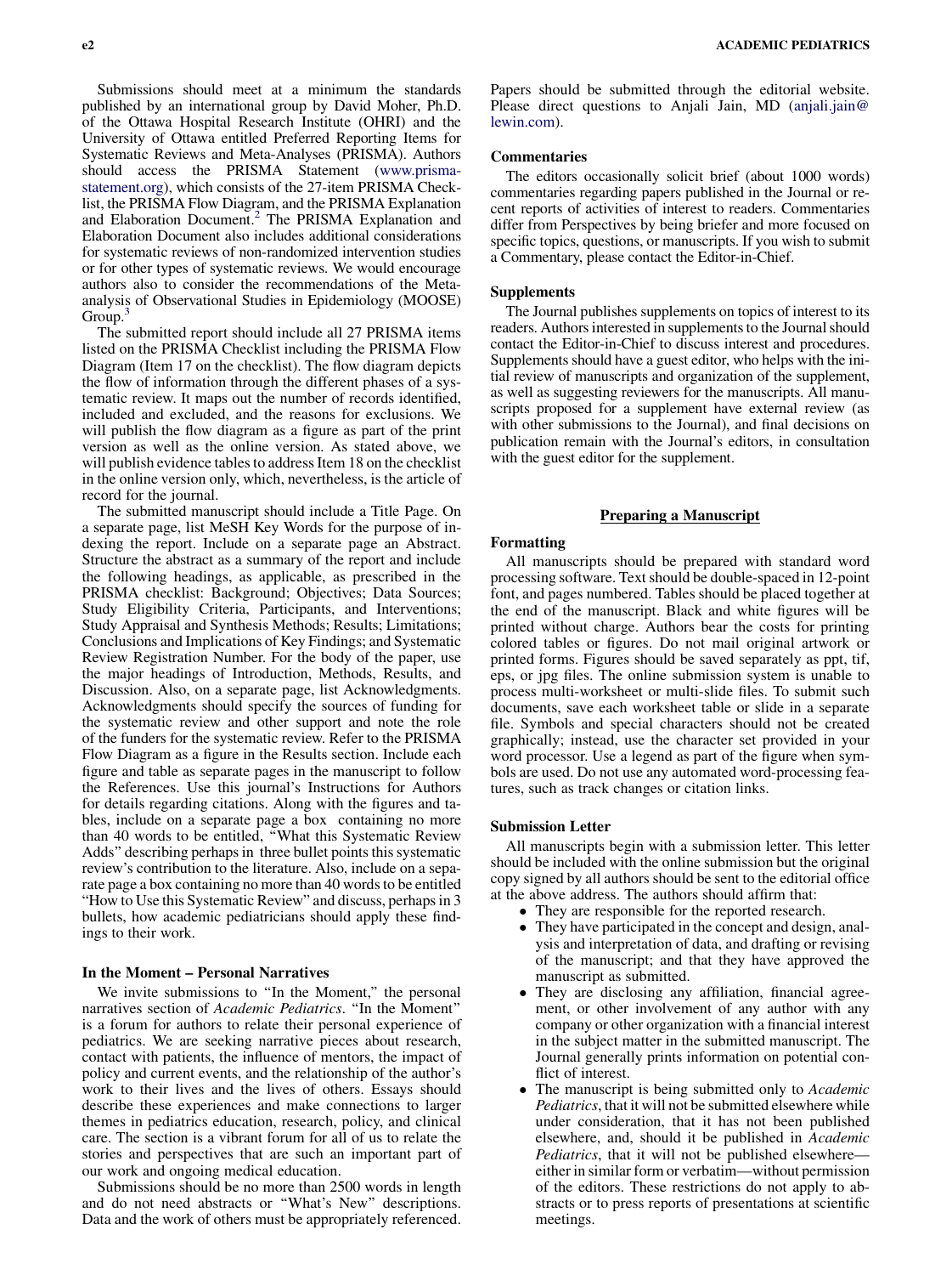Submissions should meet at a minimum the standards published by an international group by David Moher, Ph.D. of the Ottawa Hospital Research Institute (OHRI) and the University of Ottawa entitled Preferred Reporting Items for Systematic Reviews and Meta-Analyses (PRISMA). Authors should access the PRISMA Statement (www.prisma-statement.org), which consists of the 27-item PRISMA Checklist, the PRISMA Flow Diagram, and the PRISMA Explanation and Elaboration Document.[2] The PRISMA Explanation and Elaboration Document also includes additional considerations for systematic reviews of non-randomized intervention studies or for other types of systematic reviews. We would encourage authors also to consider the recommendations of the Meta-analysis of Observational Studies in Epidemiology (MOOSE) Group.[3]

The submitted report should include all 27 PRISMA items listed on the PRISMA Checklist including the PRISMA Flow Diagram (Item 17 on the checklist). The flow diagram depicts the flow of information through the different phases of a systematic review. It maps out the number of records identified, included and excluded, and the reasons for exclusions. We will publish the flow diagram as a figure as part of the print version as well as the online version. As stated above, we will publish evidence tables to address Item 18 on the checklist in the online version only, which, nevertheless, is the article of record for the journal.

The submitted manuscript should include a Title Page. On a separate page, list MeSH Key Words for the purpose of indexing the report. Include on a separate page an Abstract. Structure the abstract as a summary of the report and include the following headings, as applicable, as prescribed in the PRISMA checklist: Background; Objectives; Data Sources; Study Eligibility Criteria, Participants, and Interventions; Study Appraisal and Synthesis Methods; Results; Limitations; Conclusions and Implications of Key Findings; and Systematic Review Registration Number. For the body of the paper, use the major headings of Introduction, Methods, Results, and Discussion. Also, on a separate page, list Acknowledgments. Acknowledgments should specify the sources of funding for the systematic review and other support and note the role of the funders for the systematic review. Refer to the PRISMA Flow Diagram as a figure in the Results section. Include each figure and table as separate pages in the manuscript to follow the References. Use this journal's Instructions for Authors for details regarding citations. Along with the figures and tables, include on a separate page a box containing no more than 40 words to be entitled, "What this Systematic Review Adds" describing perhaps in three bullet points this systematic review's contribution to the literature. Also, include on a separate page a box containing no more than 40 words to be entitled "How to Use this Systematic Review" and discuss, perhaps in 3 bullets, how academic pediatricians should apply these findings to their work.

### In the Moment – Personal Narratives

We invite submissions to "In the Moment," the personal narratives section of *Academic Pediatrics*. "In the Moment" is a forum for authors to relate their personal experience of pediatrics. We are seeking narrative pieces about research, contact with patients, the influence of mentors, the impact of policy and current events, and the relationship of the author's work to their lives and the lives of others. Essays should describe these experiences and make connections to larger themes in pediatrics education, research, policy, and clinical care. The section is a vibrant forum for all of us to relate the stories and perspectives that are such an important part of our work and ongoing medical education.

Submissions should be no more than 2500 words in length and do not need abstracts or "What's New" descriptions. Data and the work of others must be appropriately referenced. Papers should be submitted through the editorial website. Please direct questions to Anjali Jain, MD (anjali.jain@lewin.com).

### Commentaries

The editors occasionally solicit brief (about 1000 words) commentaries regarding papers published in the Journal or recent reports of activities of interest to readers. Commentaries differ from Perspectives by being briefer and more focused on specific topics, questions, or manuscripts. If you wish to submit a Commentary, please contact the Editor-in-Chief.

### Supplements

The Journal publishes supplements on topics of interest to its readers. Authors interested in supplements to the Journal should contact the Editor-in-Chief to discuss interest and procedures. Supplements should have a guest editor, who helps with the initial review of manuscripts and organization of the supplement, as well as suggesting reviewers for the manuscripts. All manuscripts proposed for a supplement have external review (as with other submissions to the Journal), and final decisions on publication remain with the Journal's editors, in consultation with the guest editor for the supplement.

## Preparing a Manuscript

### Formatting

All manuscripts should be prepared with standard word processing software. Text should be double-spaced in 12-point font, and pages numbered. Tables should be placed together at the end of the manuscript. Black and white figures will be printed without charge. Authors bear the costs for printing colored tables or figures. Do not mail original artwork or printed forms. Figures should be saved separately as ppt, tif, eps, or jpg files. The online submission system is unable to process multi-worksheet or multi-slide files. To submit such documents, save each worksheet table or slide in a separate file. Symbols and special characters should not be created graphically; instead, use the character set provided in your word processor. Use a legend as part of the figure when symbols are used. Do not use any automated word-processing features, such as track changes or citation links.

### Submission Letter

All manuscripts begin with a submission letter. This letter should be included with the online submission but the original copy signed by all authors should be sent to the editorial office at the above address. The authors should affirm that:

- They are responsible for the reported research.
- They have participated in the concept and design, analysis and interpretation of data, and drafting or revising of the manuscript; and that they have approved the manuscript as submitted.
- They are disclosing any affiliation, financial agreement, or other involvement of any author with any company or other organization with a financial interest in the subject matter in the submitted manuscript. The Journal generally prints information on potential conflict of interest.
- The manuscript is being submitted only to *Academic Pediatrics*, that it will not be submitted elsewhere while under consideration, that it has not been published elsewhere, and, should it be published in *Academic Pediatrics*, that it will not be published elsewhere—either in similar form or verbatim—without permission of the editors. These restrictions do not apply to abstracts or to press reports of presentations at scientific meetings.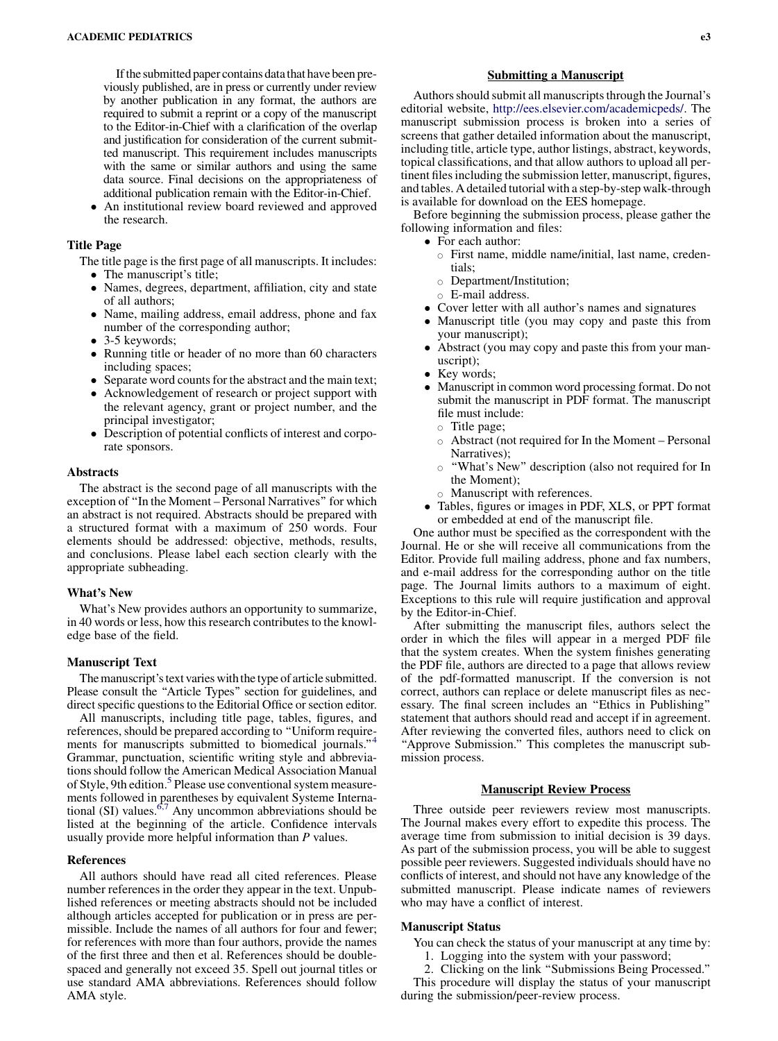If the submitted paper contains data that have been previously published, are in press or currently under review by another publication in any format, the authors are required to submit a reprint or a copy of the manuscript to the Editor-in-Chief with a clarification of the overlap and justification for consideration of the current submitted manuscript. This requirement includes manuscripts with the same or similar authors and using the same data source. Final decisions on the appropriateness of additional publication remain with the Editor-in-Chief.

- An institutional review board reviewed and approved the research.

### Title Page

The title page is the first page of all manuscripts. It includes:

- The manuscript's title;
- Names, degrees, department, affiliation, city and state of all authors;
- Name, mailing address, email address, phone and fax number of the corresponding author;
- 3-5 keywords;
- Running title or header of no more than 60 characters including spaces;
- Separate word counts for the abstract and the main text;
- Acknowledgement of research or project support with the relevant agency, grant or project number, and the principal investigator;
- Description of potential conflicts of interest and corporate sponsors.

### Abstracts

The abstract is the second page of all manuscripts with the exception of "In the Moment – Personal Narratives" for which an abstract is not required. Abstracts should be prepared with a structured format with a maximum of 250 words. Four elements should be addressed: objective, methods, results, and conclusions. Please label each section clearly with the appropriate subheading.

### What's New

What's New provides authors an opportunity to summarize, in 40 words or less, how this research contributes to the knowledge base of the field.

### Manuscript Text

The manuscript's text varies with the type of article submitted. Please consult the "Article Types" section for guidelines, and direct specific questions to the Editorial Office or section editor.

All manuscripts, including title page, tables, figures, and references, should be prepared according to "Uniform requirements for manuscripts submitted to biomedical journals."[4] Grammar, punctuation, scientific writing style and abbreviations should follow the American Medical Association Manual of Style, 9th edition.[5] Please use conventional system measurements followed in parentheses by equivalent Systeme International (SI) values.[6,7] Any uncommon abbreviations should be listed at the beginning of the article. Confidence intervals usually provide more helpful information than *P* values.

### References

All authors should have read all cited references. Please number references in the order they appear in the text. Unpublished references or meeting abstracts should not be included although articles accepted for publication or in press are permissible. Include the names of all authors for four and fewer; for references with more than four authors, provide the names of the first three and then et al. References should be double-spaced and generally not exceed 35. Spell out journal titles or use standard AMA abbreviations. References should follow AMA style.

## Submitting a Manuscript

Authors should submit all manuscripts through the Journal's editorial website, http://ees.elsevier.com/academicpeds/. The manuscript submission process is broken into a series of screens that gather detailed information about the manuscript, including title, article type, author listings, abstract, keywords, topical classifications, and that allow authors to upload all pertinent files including the submission letter, manuscript, figures, and tables. A detailed tutorial with a step-by-step walk-through is available for download on the EES homepage.

Before beginning the submission process, please gather the following information and files:

- For each author:
  - First name, middle name/initial, last name, credentials;
  - Department/Institution;
  - E-mail address.
- Cover letter with all author's names and signatures
- Manuscript title (you may copy and paste this from your manuscript);
- Abstract (you may copy and paste this from your manuscript);
- Key words;
- Manuscript in common word processing format. Do not submit the manuscript in PDF format. The manuscript file must include:
  - Title page;
  - Abstract (not required for In the Moment – Personal Narratives);
  - "What's New" description (also not required for In the Moment);
  - Manuscript with references.
- Tables, figures or images in PDF, XLS, or PPT format or embedded at end of the manuscript file.

One author must be specified as the correspondent with the Journal. He or she will receive all communications from the Editor. Provide full mailing address, phone and fax numbers, and e-mail address for the corresponding author on the title page. The Journal limits authors to a maximum of eight. Exceptions to this rule will require justification and approval by the Editor-in-Chief.

After submitting the manuscript files, authors select the order in which the files will appear in a merged PDF file that the system creates. When the system finishes generating the PDF file, authors are directed to a page that allows review of the pdf-formatted manuscript. If the conversion is not correct, authors can replace or delete manuscript files as necessary. The final screen includes an "Ethics in Publishing" statement that authors should read and accept if in agreement. After reviewing the converted files, authors need to click on "Approve Submission." This completes the manuscript submission process.

## Manuscript Review Process

Three outside peer reviewers review most manuscripts. The Journal makes every effort to expedite this process. The average time from submission to initial decision is 39 days. As part of the submission process, you will be able to suggest possible peer reviewers. Suggested individuals should have no conflicts of interest, and should not have any knowledge of the submitted manuscript. Please indicate names of reviewers who may have a conflict of interest.

### Manuscript Status

You can check the status of your manuscript at any time by:

1. Logging into the system with your password;
2. Clicking on the link "Submissions Being Processed."

This procedure will display the status of your manuscript during the submission/peer-review process.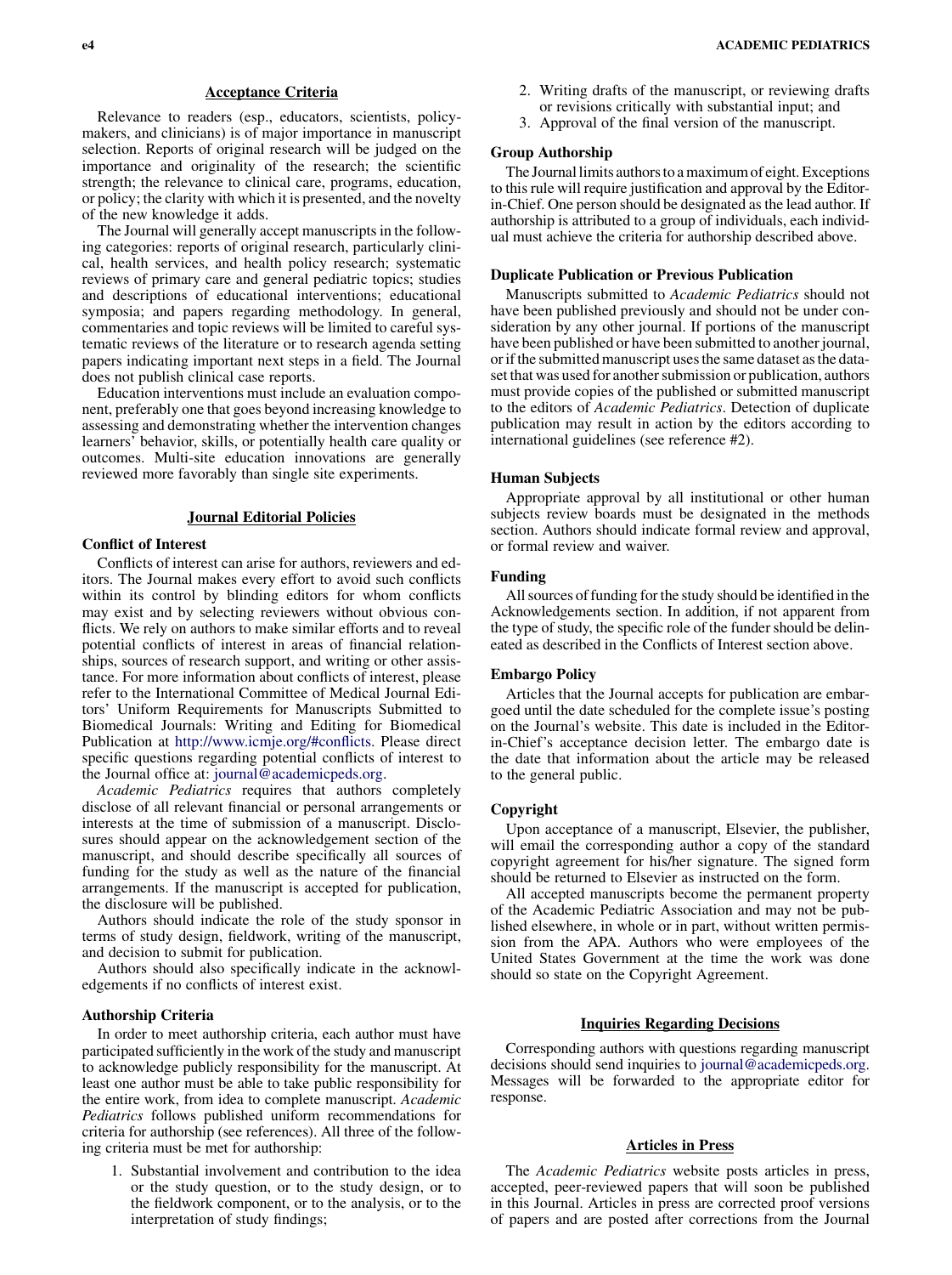## Acceptance Criteria

Relevance to readers (esp., educators, scientists, policymakers, and clinicians) is of major importance in manuscript selection. Reports of original research will be judged on the importance and originality of the research; the scientific strength; the relevance to clinical care, programs, education, or policy; the clarity with which it is presented, and the novelty of the new knowledge it adds.

The Journal will generally accept manuscripts in the following categories: reports of original research, particularly clinical, health services, and health policy research; systematic reviews of primary care and general pediatric topics; studies and descriptions of educational interventions; educational symposia; and papers regarding methodology. In general, commentaries and topic reviews will be limited to careful systematic reviews of the literature or to research agenda setting papers indicating important next steps in a field. The Journal does not publish clinical case reports.

Education interventions must include an evaluation component, preferably one that goes beyond increasing knowledge to assessing and demonstrating whether the intervention changes learners' behavior, skills, or potentially health care quality or outcomes. Multi-site education innovations are generally reviewed more favorably than single site experiments.

## Journal Editorial Policies

### Conflict of Interest

Conflicts of interest can arise for authors, reviewers and editors. The Journal makes every effort to avoid such conflicts within its control by blinding editors for whom conflicts may exist and by selecting reviewers without obvious conflicts. We rely on authors to make similar efforts and to reveal potential conflicts of interest in areas of financial relationships, sources of research support, and writing or other assistance. For more information about conflicts of interest, please refer to the International Committee of Medical Journal Editors' Uniform Requirements for Manuscripts Submitted to Biomedical Journals: Writing and Editing for Biomedical Publication at http://www.icmje.org/#conflicts. Please direct specific questions regarding potential conflicts of interest to the Journal office at: journal@academicpeds.org.

*Academic Pediatrics* requires that authors completely disclose of all relevant financial or personal arrangements or interests at the time of submission of a manuscript. Disclosures should appear on the acknowledgement section of the manuscript, and should describe specifically all sources of funding for the study as well as the nature of the financial arrangements. If the manuscript is accepted for publication, the disclosure will be published.

Authors should indicate the role of the study sponsor in terms of study design, fieldwork, writing of the manuscript, and decision to submit for publication.

Authors should also specifically indicate in the acknowledgements if no conflicts of interest exist.

### Authorship Criteria

In order to meet authorship criteria, each author must have participated sufficiently in the work of the study and manuscript to acknowledge publicly responsibility for the manuscript. At least one author must be able to take public responsibility for the entire work, from idea to complete manuscript. *Academic Pediatrics* follows published uniform recommendations for criteria for authorship (see references). All three of the following criteria must be met for authorship:

1. Substantial involvement and contribution to the idea or the study question, or to the study design, or to the fieldwork component, or to the analysis, or to the interpretation of study findings;
2. Writing drafts of the manuscript, or reviewing drafts or revisions critically with substantial input; and
3. Approval of the final version of the manuscript.

### Group Authorship

The Journal limits authors to a maximum of eight. Exceptions to this rule will require justification and approval by the Editor-in-Chief. One person should be designated as the lead author. If authorship is attributed to a group of individuals, each individual must achieve the criteria for authorship described above.

### Duplicate Publication or Previous Publication

Manuscripts submitted to *Academic Pediatrics* should not have been published previously and should not be under consideration by any other journal. If portions of the manuscript have been published or have been submitted to another journal, or if the submitted manuscript uses the same dataset as the dataset that was used for another submission or publication, authors must provide copies of the published or submitted manuscript to the editors of *Academic Pediatrics*. Detection of duplicate publication may result in action by the editors according to international guidelines (see reference #2).

### Human Subjects

Appropriate approval by all institutional or other human subjects review boards must be designated in the methods section. Authors should indicate formal review and approval, or formal review and waiver.

### Funding

All sources of funding for the study should be identified in the Acknowledgements section. In addition, if not apparent from the type of study, the specific role of the funder should be delineated as described in the Conflicts of Interest section above.

### Embargo Policy

Articles that the Journal accepts for publication are embargoed until the date scheduled for the complete issue's posting on the Journal's website. This date is included in the Editor-in-Chief's acceptance decision letter. The embargo date is the date that information about the article may be released to the general public.

### Copyright

Upon acceptance of a manuscript, Elsevier, the publisher, will email the corresponding author a copy of the standard copyright agreement for his/her signature. The signed form should be returned to Elsevier as instructed on the form.

All accepted manuscripts become the permanent property of the Academic Pediatric Association and may not be published elsewhere, in whole or in part, without written permission from the APA. Authors who were employees of the United States Government at the time the work was done should so state on the Copyright Agreement.

## Inquiries Regarding Decisions

Corresponding authors with questions regarding manuscript decisions should send inquiries to journal@academicpeds.org. Messages will be forwarded to the appropriate editor for response.

## Articles in Press

The *Academic Pediatrics* website posts articles in press, accepted, peer-reviewed papers that will soon be published in this Journal. Articles in press are corrected proof versions of papers and are posted after corrections from the Journal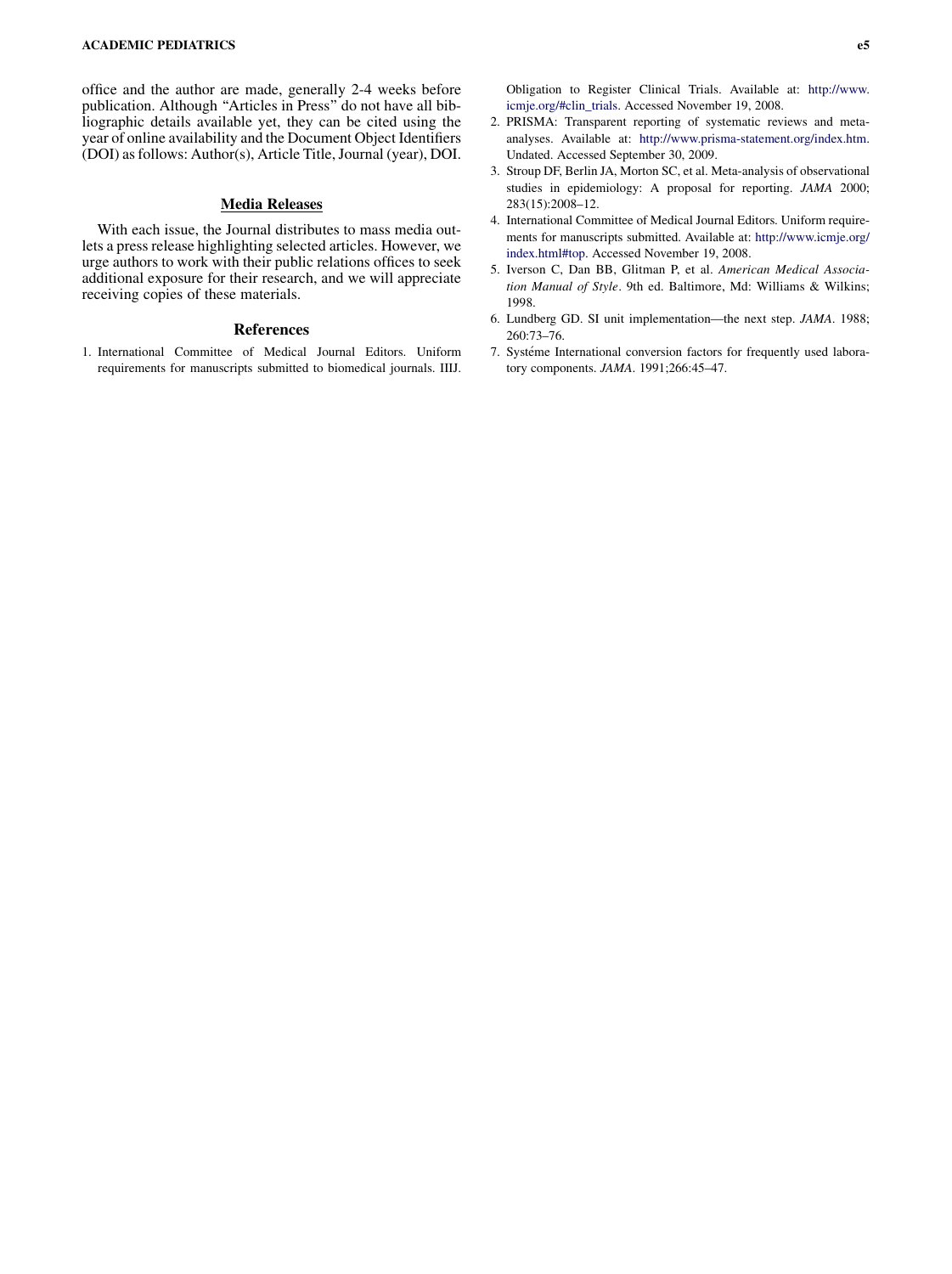office and the author are made, generally 2-4 weeks before publication. Although "Articles in Press" do not have all bibliographic details available yet, they can be cited using the year of online availability and the Document Object Identifiers (DOI) as follows: Author(s), Article Title, Journal (year), DOI.

## Media Releases

With each issue, the Journal distributes to mass media outlets a press release highlighting selected articles. However, we urge authors to work with their public relations offices to seek additional exposure for their research, and we will appreciate receiving copies of these materials.

## References

1. International Committee of Medical Journal Editors. Uniform requirements for manuscripts submitted to biomedical journals. IIIJ. Obligation to Register Clinical Trials. Available at: http://www.icmje.org/#clin_trials. Accessed November 19, 2008.
2. PRISMA: Transparent reporting of systematic reviews and meta-analyses. Available at: http://www.prisma-statement.org/index.htm. Undated. Accessed September 30, 2009.
3. Stroup DF, Berlin JA, Morton SC, et al. Meta-analysis of observational studies in epidemiology: A proposal for reporting. *JAMA* 2000; 283(15):2008–12.
4. International Committee of Medical Journal Editors. Uniform requirements for manuscripts submitted. Available at: http://www.icmje.org/index.html#top. Accessed November 19, 2008.
5. Iverson C, Dan BB, Glitman P, et al. *American Medical Association Manual of Style*. 9th ed. Baltimore, Md: Williams & Wilkins; 1998.
6. Lundberg GD. SI unit implementation—the next step. *JAMA*. 1988; 260:73–76.
7. Systéme International conversion factors for frequently used laboratory components. *JAMA*. 1991;266:45–47.